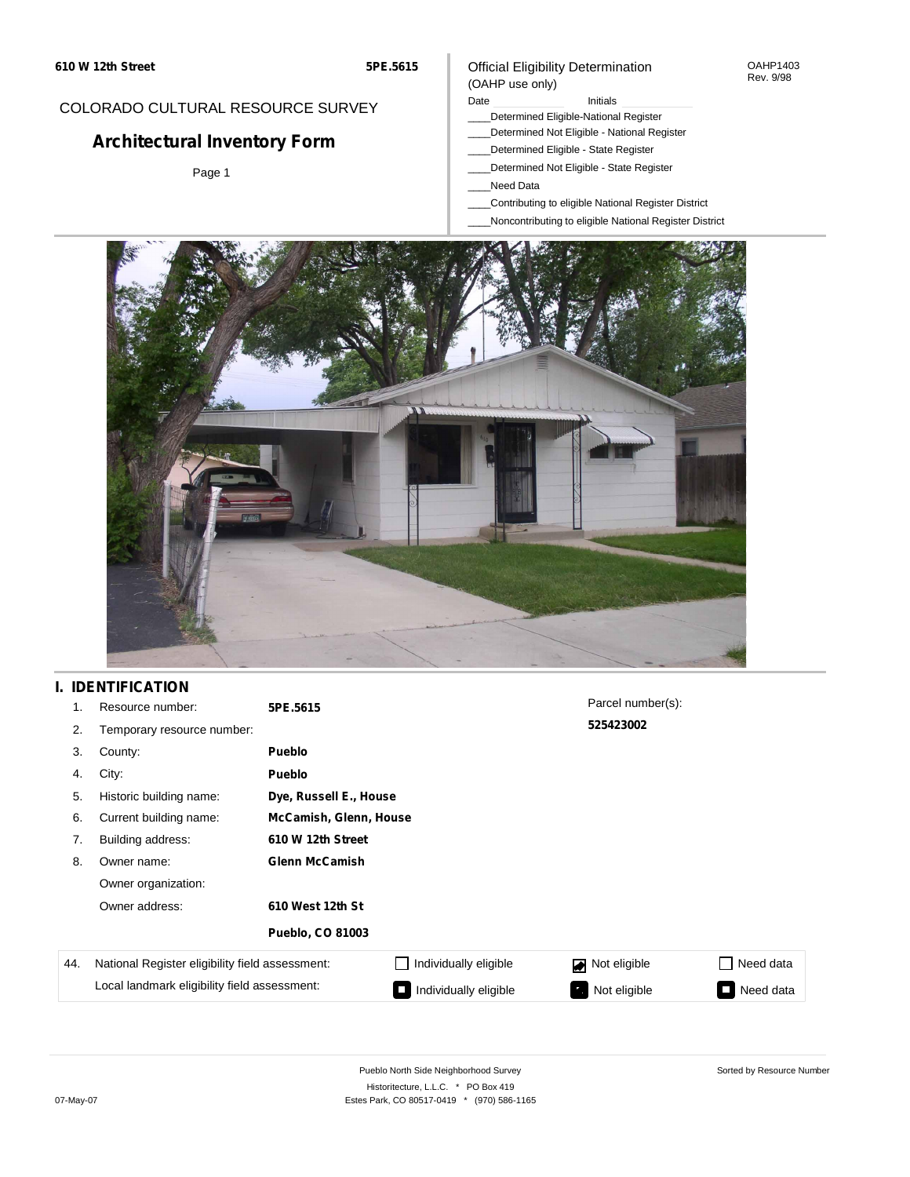610 W 12th Street **5PE.5615**

COLORADO CULTURAL RESOURCE SURVEY

# Architectural Inventory Form

Official Eligibility Determination (OAHP use only)

OAHP1403 Rev. 9/98

Date ______ Initials ______

____Determined Eligible-National Register
____Determined Not Eligible - National Register
____Determined Eligible - State Register
____Determined Not Eligible - State Register
____Need Data
____Contributing to eligible National Register District
____Noncontributing to eligible National Register District

## I. IDENTIFICATION

| | | | |
|---|---|---|---|
| 1. | Resource number: | **5PE.5615** | Parcel number(s): **525423002** |
| 2. | Temporary resource number: | | |
| 3. | County: | **Pueblo** | |
| 4. | City: | **Pueblo** | |
| 5. | Historic building name: | **Dye, Russell E., House** | |
| 6. | Current building name: | **McCamish, Glenn, House** | |
| 7. | Building address: | **610 W 12th Street** | |
| 8. | Owner name: | **Glenn McCamish** | |
| | Owner organization: | | |
| | Owner address: | **610 West 12th St** **Pueblo, CO 81003** | |

| 44. | | | | |
|---|---|---|---|---|
| National Register eligibility field assessment: | ☐ Individually eligible | ☑ Not eligible | ☐ Need data |
| Local landmark eligibility field assessment: | ☐ Individually eligible | ☐ Not eligible | ☐ Need data |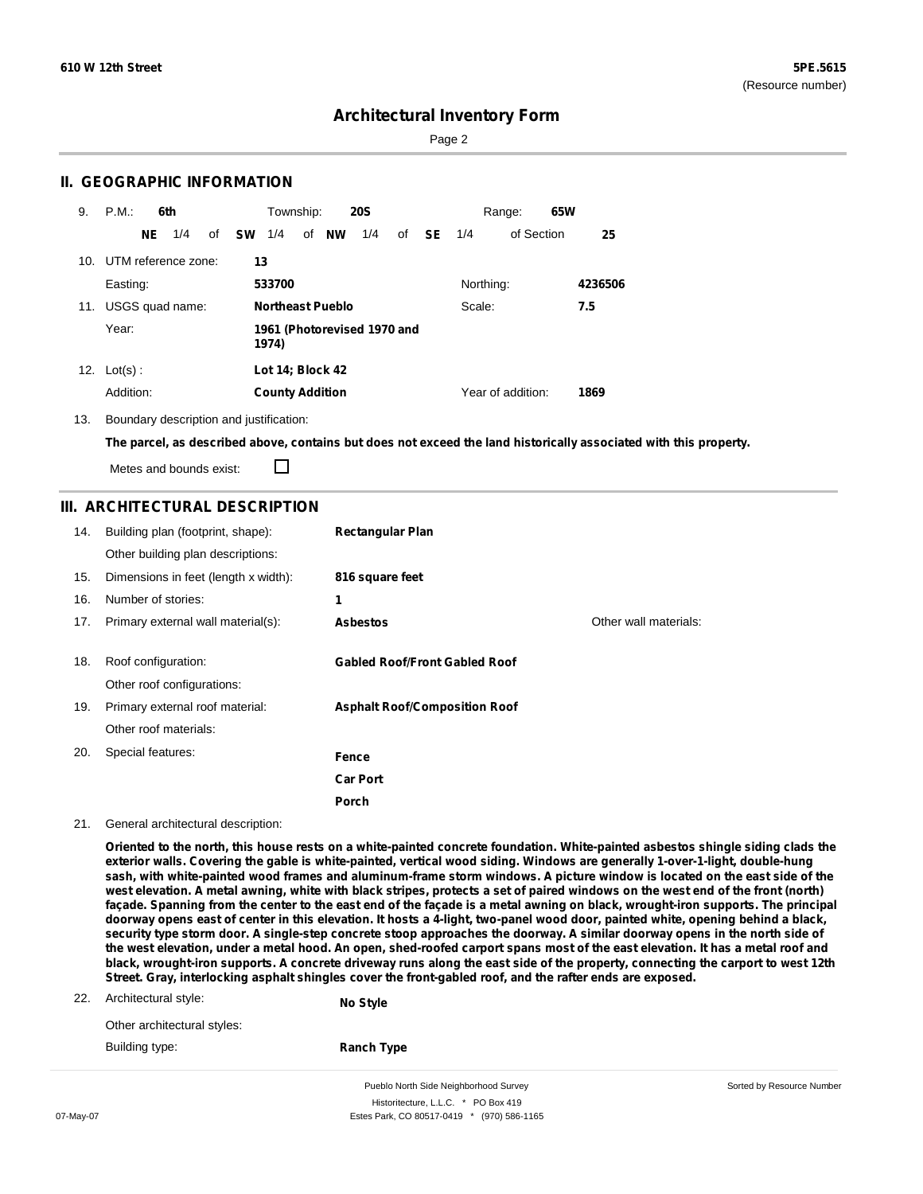# Architectural Inventory Form

## II. GEOGRAPHIC INFORMATION

9. P.M.: **6th** Township: **20S** Range: **65W**

**NE** 1/4 of **SW** 1/4 of **NW** 1/4 of **SE** 1/4 of Section **25**

10. UTM reference zone: **13**

Easting: **533700** Northing: **4236506**

11. USGS quad name: **Northeast Pueblo** Scale: **7.5**

Year: **1961 (Photorevised 1970 and 1974)**

12. Lot(s): **Lot 14; Block 42**

Addition: **County Addition** Year of addition: **1869**

13. Boundary description and justification:

**The parcel, as described above, contains but does not exceed the land historically associated with this property.**

Metes and bounds exist: ☐

## III. ARCHITECTURAL DESCRIPTION

14. Building plan (footprint, shape): **Rectangular Plan**

Other building plan descriptions:

15. Dimensions in feet (length x width): **816 square feet**

16. Number of stories: **1**

17. Primary external wall material(s): **Asbestos** Other wall materials:

18. Roof configuration: **Gabled Roof/Front Gabled Roof**

Other roof configurations:

19. Primary external roof material: **Asphalt Roof/Composition Roof**

Other roof materials:

20. Special features: **Fence**
**Car Port**
**Porch**

21. General architectural description:

**Oriented to the north, this house rests on a white-painted concrete foundation. White-painted asbestos shingle siding clads the exterior walls. Covering the gable is white-painted, vertical wood siding. Windows are generally 1-over-1-light, double-hung sash, with white-painted wood frames and aluminum-frame storm windows. A picture window is located on the east side of the west elevation. A metal awning, white with black stripes, protects a set of paired windows on the west end of the front (north) façade. Spanning from the center to the east end of the façade is a metal awning on black, wrought-iron supports. The principal doorway opens east of center in this elevation. It hosts a 4-light, two-panel wood door, painted white, opening behind a black, security type storm door. A single-step concrete stoop approaches the doorway. A similar doorway opens in the north side of the west elevation, under a metal hood. An open, shed-roofed carport spans most of the east elevation. It has a metal roof and black, wrought-iron supports. A concrete driveway runs along the east side of the property, connecting the carport to west 12th Street. Gray, interlocking asphalt shingles cover the front-gabled roof, and the rafter ends are exposed.**

22. Architectural style: **No Style**

Other architectural styles:

Building type: **Ranch Type**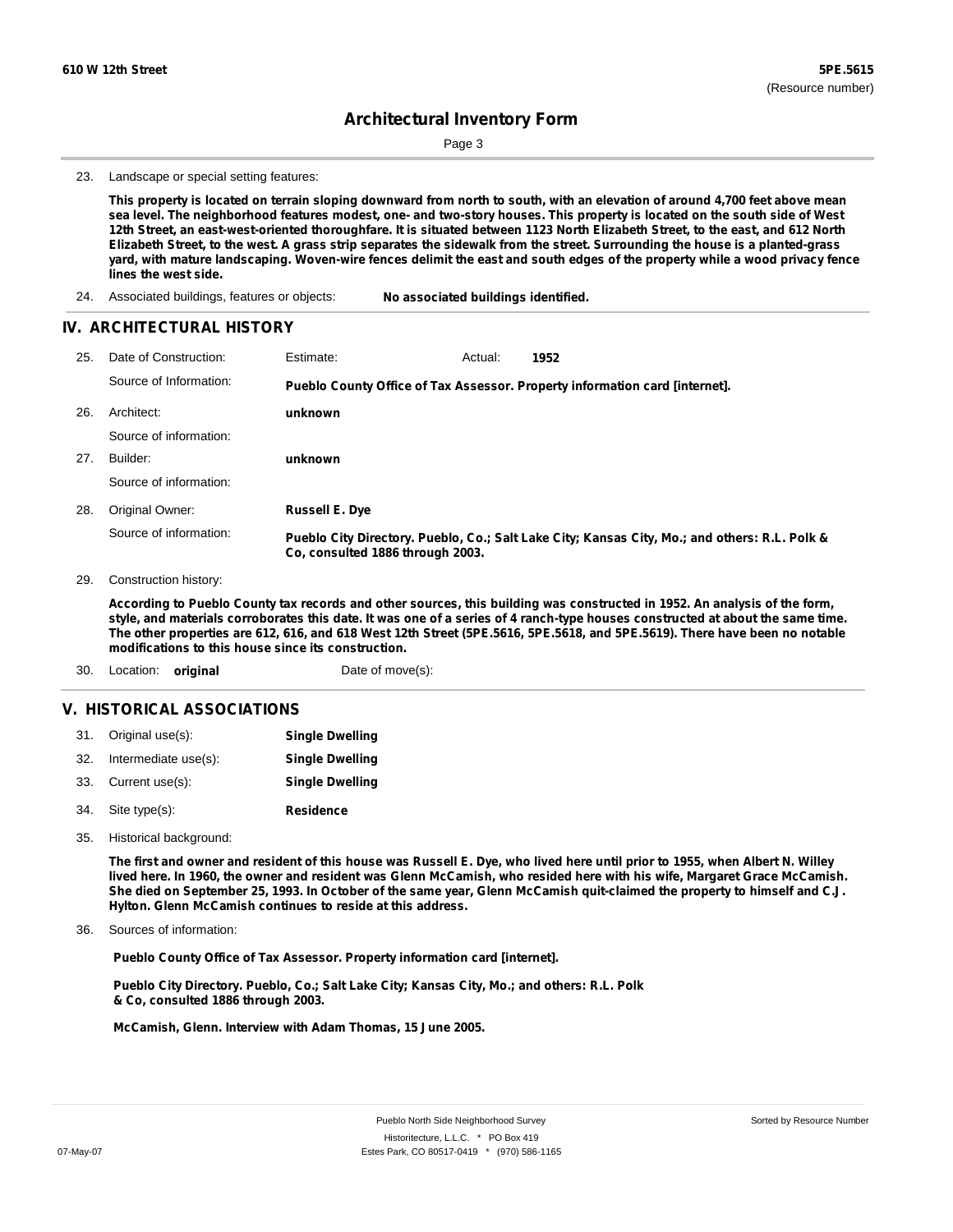23. Landscape or special setting features:

**This property is located on terrain sloping downward from north to south, with an elevation of around 4,700 feet above mean sea level. The neighborhood features modest, one- and two-story houses. This property is located on the south side of West 12th Street, an east-west-oriented thoroughfare. It is situated between 1123 North Elizabeth Street, to the east, and 612 North Elizabeth Street, to the west. A grass strip separates the sidewalk from the street. Surrounding the house is a planted-grass yard, with mature landscaping. Woven-wire fences delimit the east and south edges of the property while a wood privacy fence lines the west side.**

24. Associated buildings, features or objects: **No associated buildings identified.**

## IV. ARCHITECTURAL HISTORY

25. Date of Construction: Estimate: Actual: **1952**

Source of Information: **Pueblo County Office of Tax Assessor. Property information card [internet].**

26. Architect: **unknown**

Source of information:

27. Builder: **unknown**

Source of information:

28. Original Owner: **Russell E. Dye**

Source of information: **Pueblo City Directory. Pueblo, Co.; Salt Lake City; Kansas City, Mo.; and others: R.L. Polk & Co, consulted 1886 through 2003.**

29. Construction history:

**According to Pueblo County tax records and other sources, this building was constructed in 1952. An analysis of the form, style, and materials corroborates this date. It was one of a series of 4 ranch-type houses constructed at about the same time. The other properties are 612, 616, and 618 West 12th Street (5PE.5616, 5PE.5618, and 5PE.5619). There have been no notable modifications to this house since its construction.**

30. Location: **original** Date of move(s):

## V. HISTORICAL ASSOCIATIONS

31. Original use(s): **Single Dwelling**
32. Intermediate use(s): **Single Dwelling**
33. Current use(s): **Single Dwelling**
34. Site type(s): **Residence**

35. Historical background:

**The first and owner and resident of this house was Russell E. Dye, who lived here until prior to 1955, when Albert N. Willey lived here. In 1960, the owner and resident was Glenn McCamish, who resided here with his wife, Margaret Grace McCamish. She died on September 25, 1993. In October of the same year, Glenn McCamish quit-claimed the property to himself and C.J. Hylton. Glenn McCamish continues to reside at this address.**

36. Sources of information:

**Pueblo County Office of Tax Assessor. Property information card [internet].**

**Pueblo City Directory. Pueblo, Co.; Salt Lake City; Kansas City, Mo.; and others: R.L. Polk & Co, consulted 1886 through 2003.**

**McCamish, Glenn. Interview with Adam Thomas, 15 June 2005.**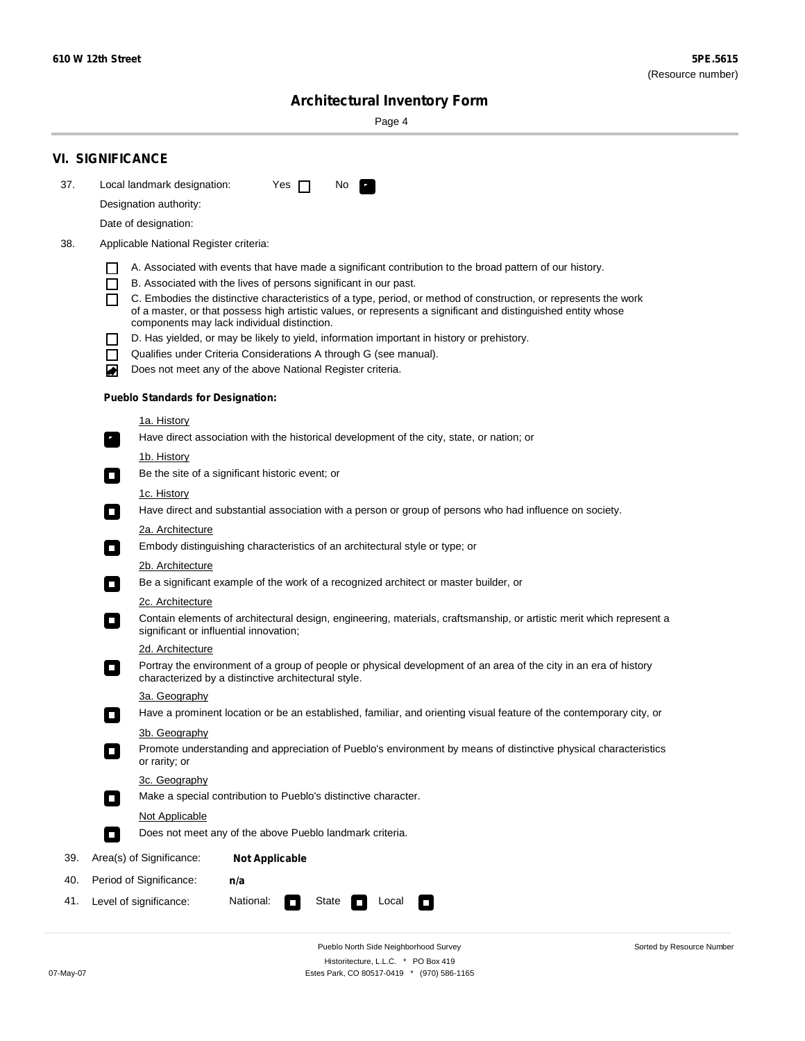610 W 12th Street

5PE.5615
(Resource number)

# Architectural Inventory Form

Page 4

## VI. SIGNIFICANCE

37. Local landmark designation: Yes ☐ No ☑

Designation authority:

Date of designation:

38. Applicable National Register criteria:

- ☐ A. Associated with events that have made a significant contribution to the broad pattern of our history.
- ☐ B. Associated with the lives of persons significant in our past.
- ☐ C. Embodies the distinctive characteristics of a type, period, or method of construction, or represents the work of a master, or that possess high artistic values, or represents a significant and distinguished entity whose components may lack individual distinction.
- ☐ D. Has yielded, or may be likely to yield, information important in history or prehistory.
- ☐ Qualifies under Criteria Considerations A through G (see manual).
- ☑ Does not meet any of the above National Register criteria.

**Pueblo Standards for Designation:**

1a. History
☑ Have direct association with the historical development of the city, state, or nation; or

1b. History
☐ Be the site of a significant historic event; or

1c. History
☐ Have direct and substantial association with a person or group of persons who had influence on society.

2a. Architecture
☐ Embody distinguishing characteristics of an architectural style or type; or

2b. Architecture
☐ Be a significant example of the work of a recognized architect or master builder, or

2c. Architecture
☐ Contain elements of architectural design, engineering, materials, craftsmanship, or artistic merit which represent a significant or influential innovation;

2d. Architecture
☐ Portray the environment of a group of people or physical development of an area of the city in an era of history characterized by a distinctive architectural style.

3a. Geography
☐ Have a prominent location or be an established, familiar, and orienting visual feature of the contemporary city, or

3b. Geography
☐ Promote understanding and appreciation of Pueblo's environment by means of distinctive physical characteristics or rarity; or

3c. Geography
☐ Make a special contribution to Pueblo's distinctive character.

Not Applicable
☐ Does not meet any of the above Pueblo landmark criteria.

39. Area(s) of Significance: **Not Applicable**

40. Period of Significance: **n/a**

41. Level of significance: National: ☐ State ☐ Local ☐

Pueblo North Side Neighborhood Survey
Historitecture, L.L.C. * PO Box 419
Estes Park, CO 80517-0419 * (970) 586-1165

07-May-07

Sorted by Resource Number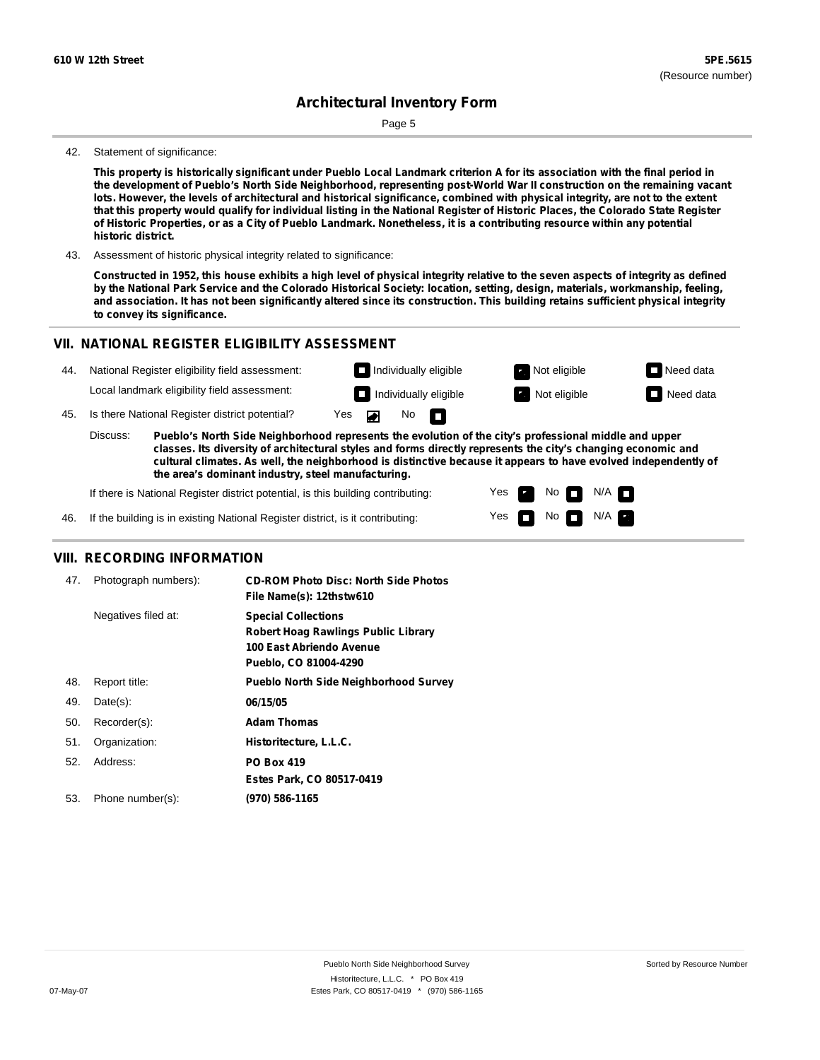## Architectural Inventory Form

42. Statement of significance:

**This property is historically significant under Pueblo Local Landmark criterion A for its association with the final period in the development of Pueblo's North Side Neighborhood, representing post-World War II construction on the remaining vacant lots. However, the levels of architectural and historical significance, combined with physical integrity, are not to the extent that this property would qualify for individual listing in the National Register of Historic Places, the Colorado State Register of Historic Properties, or as a City of Pueblo Landmark. Nonetheless, it is a contributing resource within any potential historic district.**

43. Assessment of historic physical integrity related to significance:

**Constructed in 1952, this house exhibits a high level of physical integrity relative to the seven aspects of integrity as defined by the National Park Service and the Colorado Historical Society: location, setting, design, materials, workmanship, feeling, and association. It has not been significantly altered since its construction. This building retains sufficient physical integrity to convey its significance.**

## VII. NATIONAL REGISTER ELIGIBILITY ASSESSMENT

44. National Register eligibility field assessment: Individually eligible / **Not eligible [X]** / Need data

Local landmark eligibility field assessment: Individually eligible / **Not eligible [X]** / Need data

45. Is there National Register district potential? Yes [X] No

Discuss: **Pueblo's North Side Neighborhood represents the evolution of the city's professional middle and upper classes. Its diversity of architectural styles and forms directly represents the city's changing economic and cultural climates. As well, the neighborhood is distinctive because it appears to have evolved independently of the area's dominant industry, steel manufacturing.**

If there is National Register district potential, is this building contributing: Yes [X] No N/A

46. If the building is in existing National Register district, is it contributing: Yes No N/A [X]

## VIII. RECORDING INFORMATION

47. Photograph numbers): **CD-ROM Photo Disc: North Side Photos**
**File Name(s): 12thstw610**

Negatives filed at: **Special Collections**
**Robert Hoag Rawlings Public Library**
**100 East Abriendo Avenue**
**Pueblo, CO 81004-4290**

48. Report title: **Pueblo North Side Neighborhood Survey**

49. Date(s): **06/15/05**

50. Recorder(s): **Adam Thomas**

51. Organization: **Historitecture, L.L.C.**

52. Address: **PO Box 419**
**Estes Park, CO 80517-0419**

53. Phone number(s): **(970) 586-1165**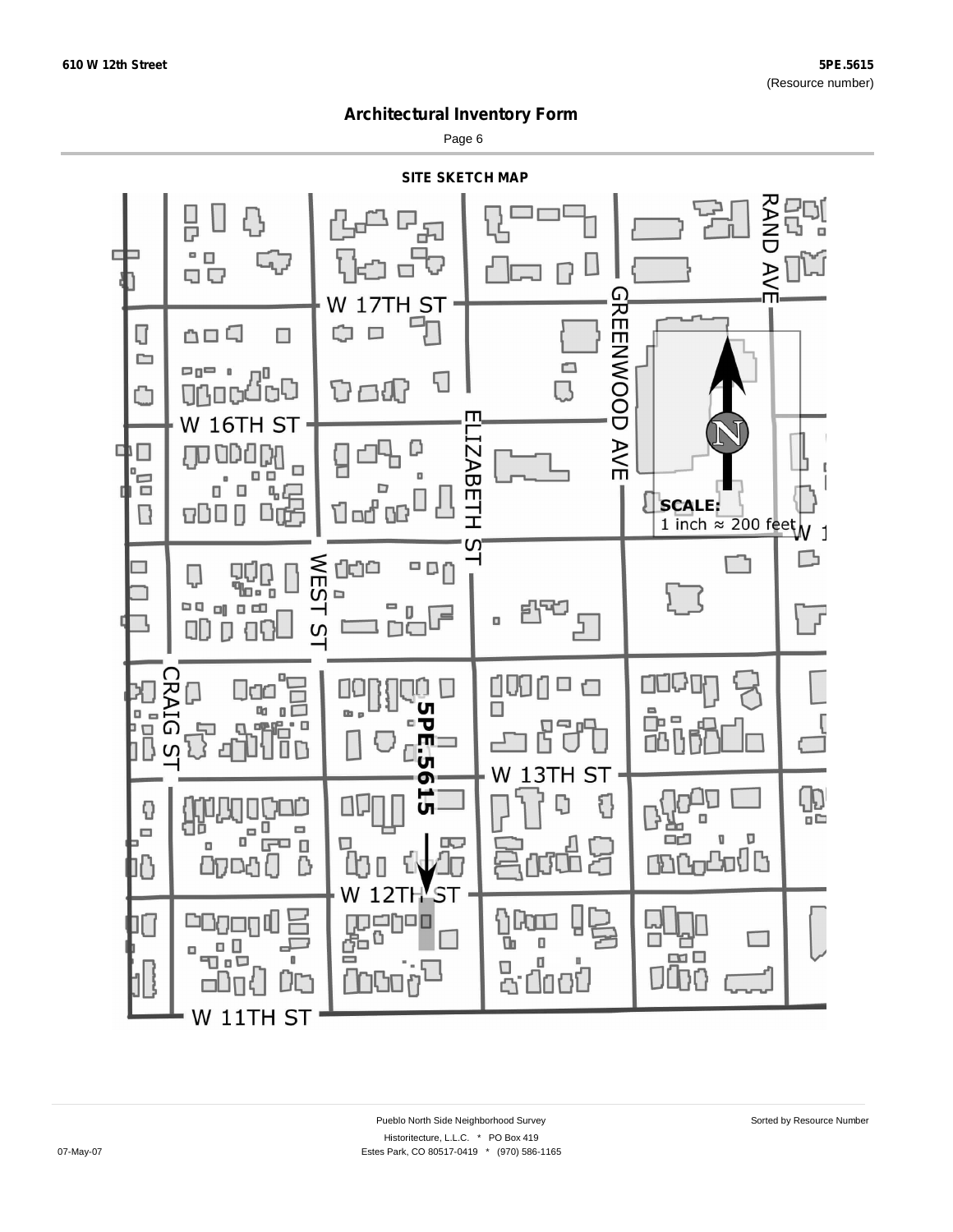610 W 12th Street

**5PE.5615**
(Resource number)

# Architectural Inventory Form

## SITE SKETCH MAP

W 17TH ST
W 16TH ST
W 13TH ST
W 12TH ST
W 11TH ST
CRAIG ST
WEST ST
ELIZABETH ST
GREENWOOD AVE
RAND AVE
5PE.5615
N
**SCALE:**
1 inch ≈ 200 feet

Pueblo North Side Neighborhood Survey
Sorted by Resource Number
Historitecture, L.L.C. * PO Box 419
07-May-07
Estes Park, CO 80517-0419 * (970) 586-1165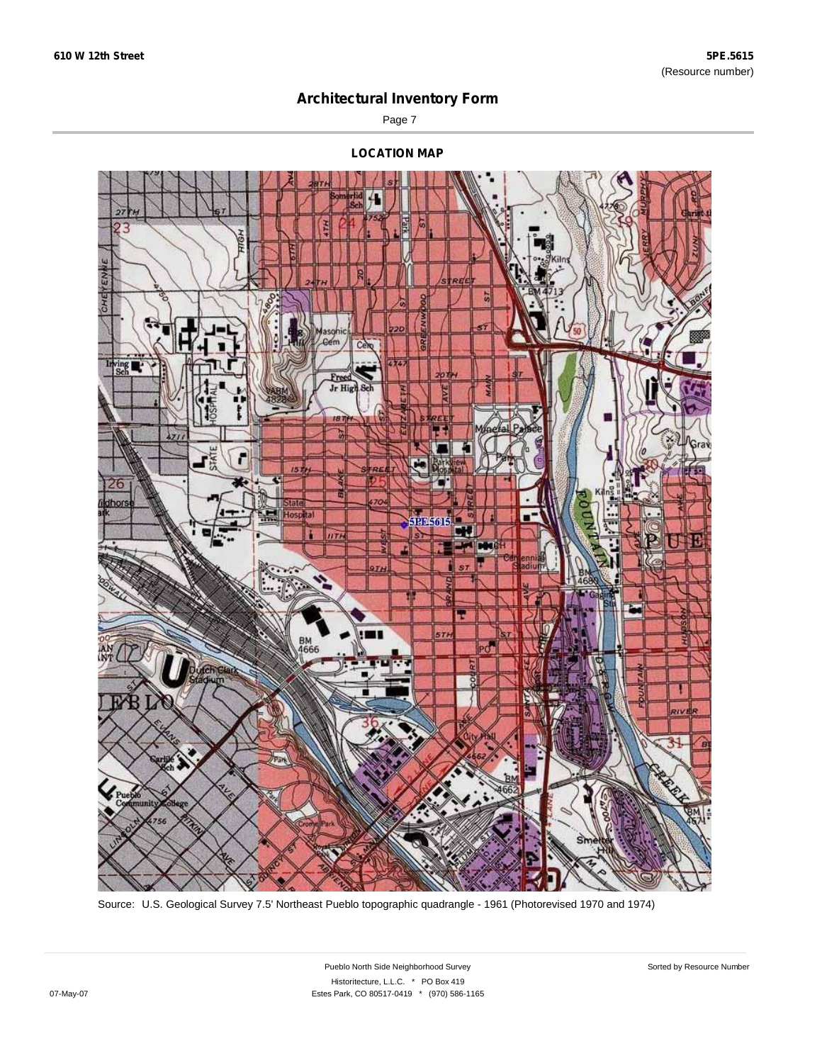## LOCATION MAP

Source: U.S. Geological Survey 7.5' Northeast Pueblo topographic quadrangle - 1961 (Photorevised 1970 and 1974)